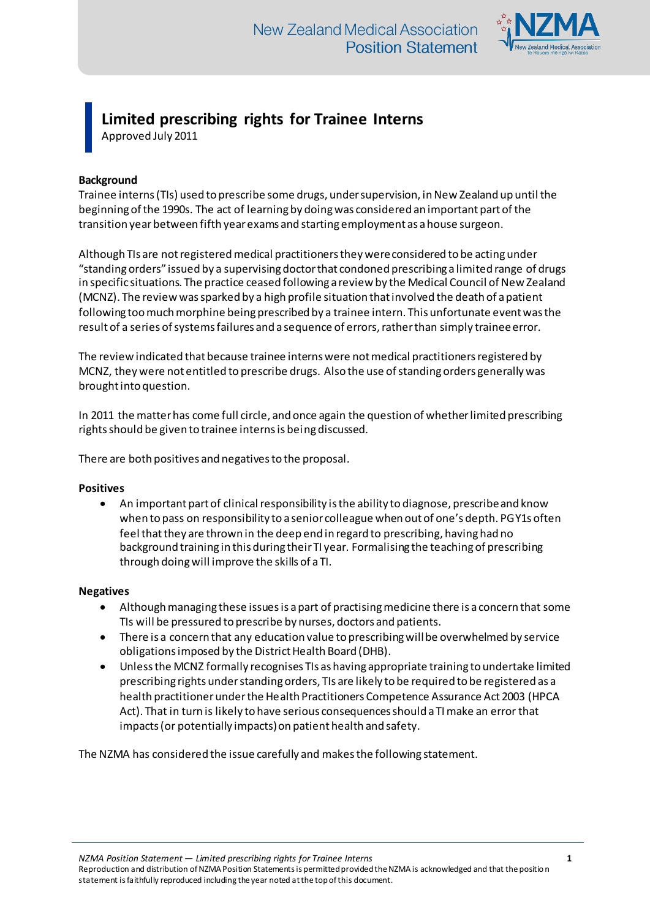# Limited prescribing rights for Trainee Interns

Approved July 2011

**Background**

Trainee interns (TIs) used to prescribe some drugs, under supervision, in New Zealand up until the beginning of the 1990s. The act of learning by doing was considered an important part of the transition year between fifth year exams and starting employment as a house surgeon.

Although TIs are not registered medical practitioners they were considered to be acting under "standing orders" issued by a supervising doctor that condoned prescribing a limited range of drugs in specific situations. The practice ceased following a review by the Medical Council of New Zealand (MCNZ). The review was sparked by a high profile situation that involved the death of a patient following too much morphine being prescribed by a trainee intern. This unfortunate event was the result of a series of systems failures and a sequence of errors, rather than simply trainee error.

The review indicated that because trainee interns were not medical practitioners registered by MCNZ, they were not entitled to prescribe drugs. Also the use of standing orders generally was brought into question.

In 2011 the matter has come full circle, and once again the question of whether limited prescribing rights should be given to trainee interns is being discussed.

There are both positives and negatives to the proposal.

**Positives**

- An important part of clinical responsibility is the ability to diagnose, prescribe and know when to pass on responsibility to a senior colleague when out of one's depth. PGY1s often feel that they are thrown in the deep end in regard to prescribing, having had no background training in this during their TI year. Formalising the teaching of prescribing through doing will improve the skills of a TI.

**Negatives**

- Although managing these issues is a part of practising medicine there is a concern that some TIs will be pressured to prescribe by nurses, doctors and patients.
- There is a concern that any education value to prescribing will be overwhelmed by service obligations imposed by the District Health Board (DHB).
- Unless the MCNZ formally recognises TIs as having appropriate training to undertake limited prescribing rights under standing orders, TIs are likely to be required to be registered as a health practitioner under the Health Practitioners Competence Assurance Act 2003 (HPCA Act). That in turn is likely to have serious consequences should a TI make an error that impacts (or potentially impacts) on patient health and safety.

The NZMA has considered the issue carefully and makes the following statement.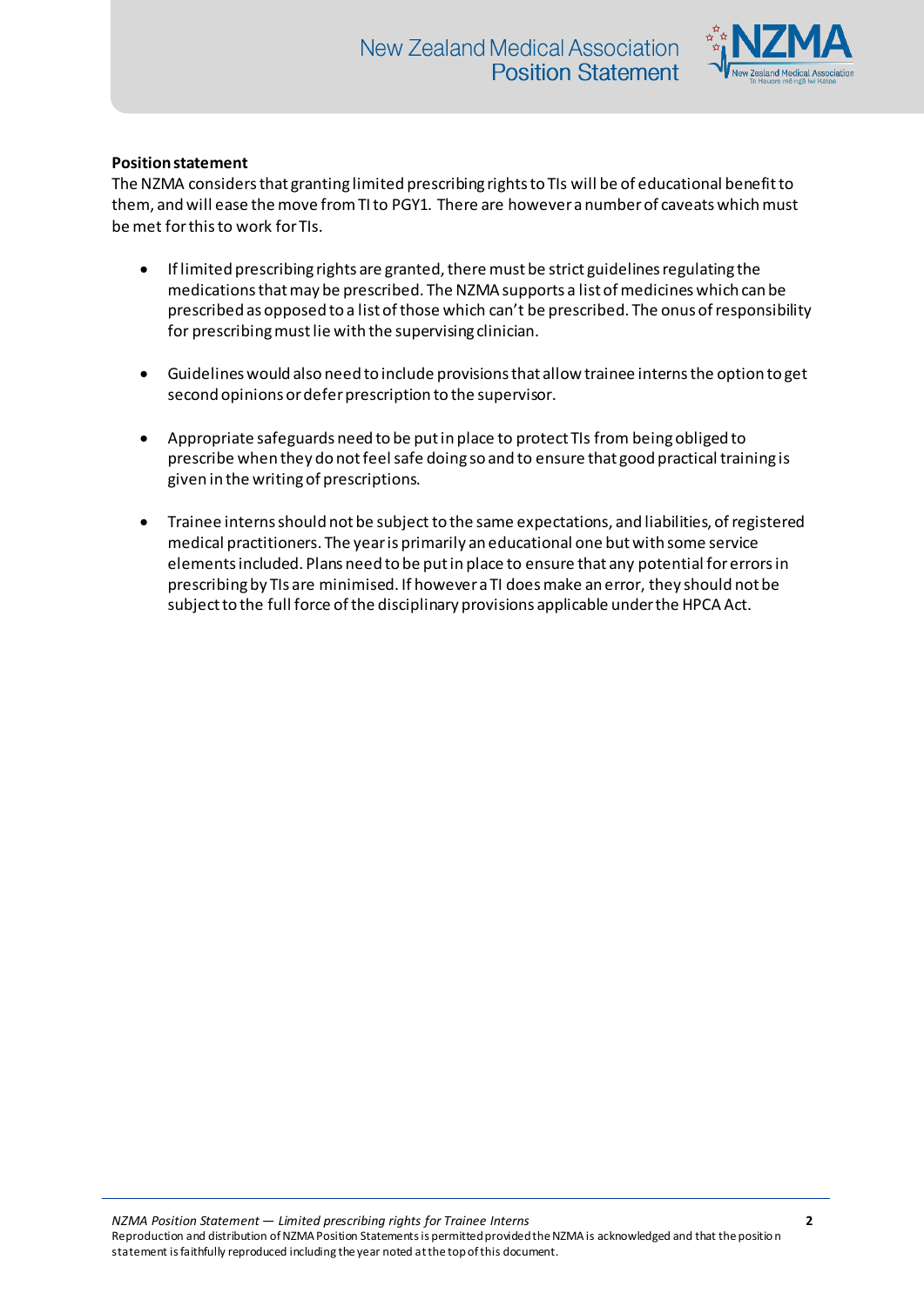**Position statement**

The NZMA considers that granting limited prescribing rights to TIs will be of educational benefit to them, and will ease the move from TI to PGY1. There are however a number of caveats which must be met for this to work for TIs.

- If limited prescribing rights are granted, there must be strict guidelines regulating the medications that may be prescribed. The NZMA supports a list of medicines which can be prescribed as opposed to a list of those which can't be prescribed. The onus of responsibility for prescribing must lie with the supervising clinician.

- Guidelines would also need to include provisions that allow trainee interns the option to get second opinions or defer prescription to the supervisor.

- Appropriate safeguards need to be put in place to protect TIs from being obliged to prescribe when they do not feel safe doing so and to ensure that good practical training is given in the writing of prescriptions.

- Trainee interns should not be subject to the same expectations, and liabilities, of registered medical practitioners. The year is primarily an educational one but with some service elements included. Plans need to be put in place to ensure that any potential for errors in prescribing by TIs are minimised. If however a TI does make an error, they should not be subject to the full force of the disciplinary provisions applicable under the HPCA Act.